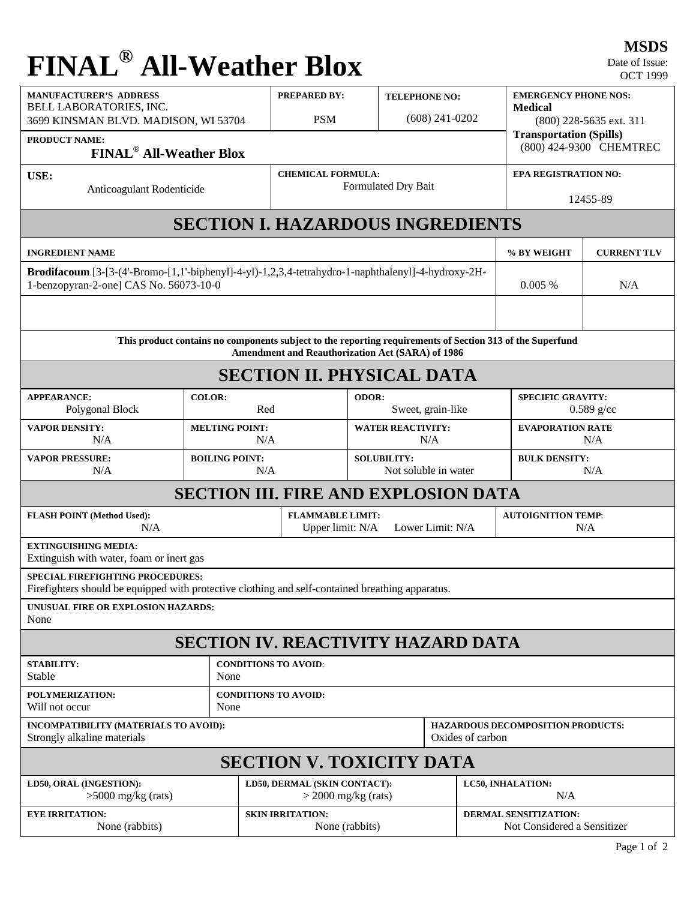# FINAL® All-Weather Blox

**MSDS**
Date of Issue: OCT 1999

| MANUFACTURER'S ADDRESS | PREPARED BY: | TELEPHONE NO: | EMERGENCY PHONE NOS: |
|---|---|---|---|
| BELL LABORATORIES, INC. 3699 KINSMAN BLVD. MADISON, WI 53704 | PSM | (608) 241-0202 | **Medical** (800) 228-5635 ext. 311 **Transportation (Spills)** (800) 424-9300 CHEMTREC |
| **PRODUCT NAME:** FINAL® All-Weather Blox | | | |
| **USE:** Anticoagulant Rodenticide | **CHEMICAL FORMULA:** Formulated Dry Bait | | **EPA REGISTRATION NO:** 12455-89 |

## SECTION I. HAZARDOUS INGREDIENTS

| INGREDIENT NAME | % BY WEIGHT | CURRENT TLV |
|---|---|---|
| **Brodifacoum** [3-[3-(4'-Bromo-[1,1'-biphenyl]-4-yl)-1,2,3,4-tetrahydro-1-naphthalenyl]-4-hydroxy-2H-1-benzopyran-2-one] CAS No. 56073-10-0 | 0.005 % | N/A |
| | | |

**This product contains no components subject to the reporting requirements of Section 313 of the Superfund Amendment and Reauthorization Act (SARA) of 1986**

## SECTION II. PHYSICAL DATA

| APPEARANCE: | COLOR: | ODOR: | SPECIFIC GRAVITY: |
|---|---|---|---|
| Polygonal Block | Red | Sweet, grain-like | 0.589 g/cc |
| **VAPOR DENSITY:** | **MELTING POINT:** | **WATER REACTIVITY:** | **EVAPORATION RATE** |
| N/A | N/A | N/A | N/A |
| **VAPOR PRESSURE:** | **BOILING POINT:** | **SOLUBILITY:** | **BULK DENSITY:** |
| N/A | N/A | Not soluble in water | N/A |

## SECTION III. FIRE AND EXPLOSION DATA

| FLASH POINT (Method Used): | FLAMMABLE LIMIT: | AUTOIGNITION TEMP: |
|---|---|---|
| N/A | Upper limit: N/A Lower Limit: N/A | N/A |

**EXTINGUISHING MEDIA:**
Extinguish with water, foam or inert gas

**SPECIAL FIREFIGHTING PROCEDURES:**
Firefighters should be equipped with protective clothing and self-contained breathing apparatus.

**UNUSUAL FIRE OR EXPLOSION HAZARDS:**
None

## SECTION IV. REACTIVITY HAZARD DATA

| STABILITY: | CONDITIONS TO AVOID: |
|---|---|
| Stable | None |
| **POLYMERIZATION:** Will not occur | **CONDITIONS TO AVOID:** None |

| INCOMPATIBILITY (MATERIALS TO AVOID): | HAZARDOUS DECOMPOSITION PRODUCTS: |
|---|---|
| Strongly alkaline materials | Oxides of carbon |

## SECTION V. TOXICITY DATA

| LD50, ORAL (INGESTION): | LD50, DERMAL (SKIN CONTACT): | LC50, INHALATION: |
|---|---|---|
| >5000 mg/kg (rats) | > 2000 mg/kg (rats) | N/A |
| **EYE IRRITATION:** | **SKIN IRRITATION:** | **DERMAL SENSITIZATION:** |
| None (rabbits) | None (rabbits) | Not Considered a Sensitizer |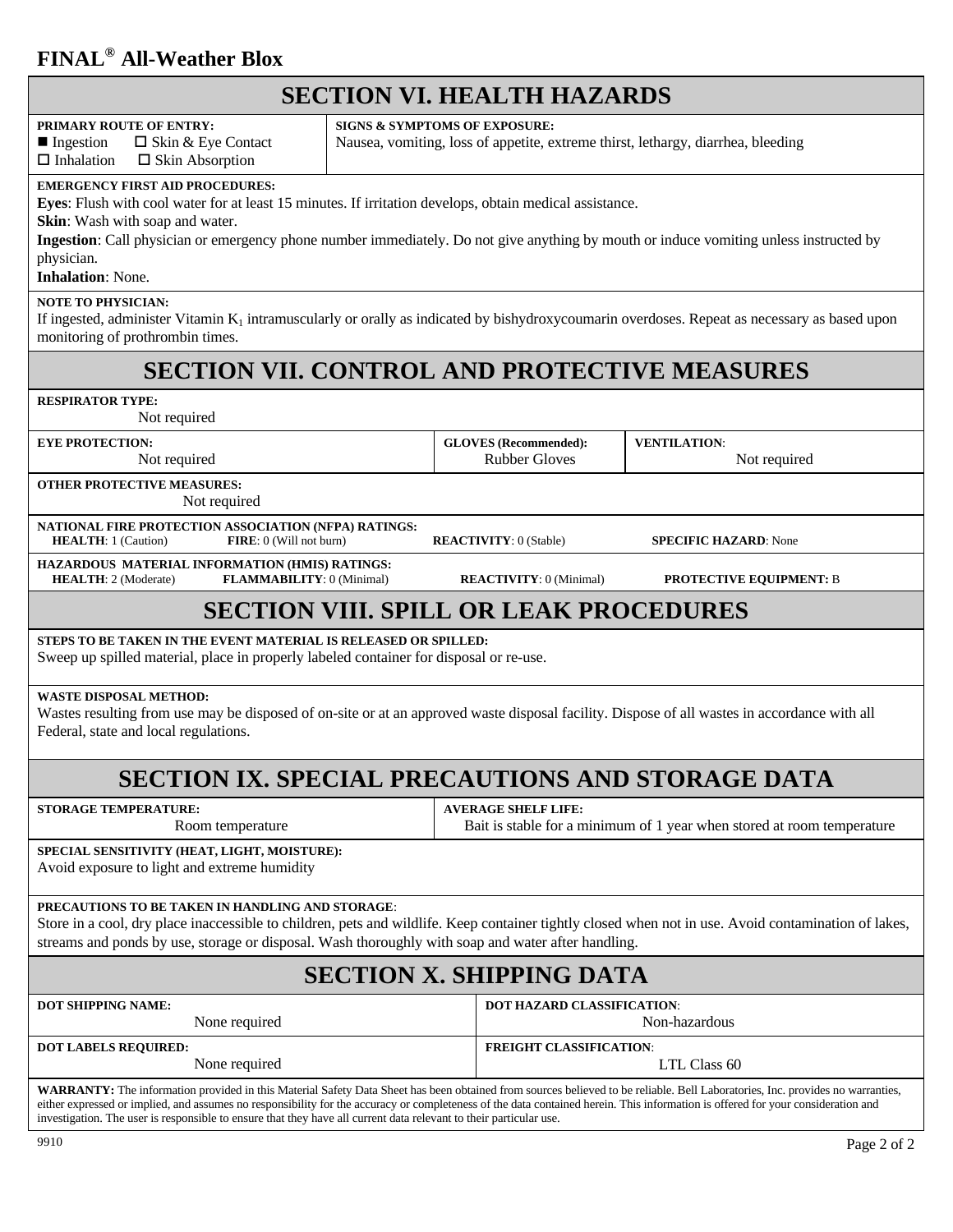# FINAL® All-Weather Blox

## SECTION VI. HEALTH HAZARDS

**PRIMARY ROUTE OF ENTRY:**
■ Ingestion ☐ Skin & Eye Contact
☐ Inhalation ☐ Skin Absorption

**SIGNS & SYMPTOMS OF EXPOSURE:**
Nausea, vomiting, loss of appetite, extreme thirst, lethargy, diarrhea, bleeding

**EMERGENCY FIRST AID PROCEDURES:**
**Eyes**: Flush with cool water for at least 15 minutes. If irritation develops, obtain medical assistance.
**Skin**: Wash with soap and water.
**Ingestion**: Call physician or emergency phone number immediately. Do not give anything by mouth or induce vomiting unless instructed by physician.
**Inhalation**: None.

**NOTE TO PHYSICIAN:**
If ingested, administer Vitamin $K_1$ intramuscularly or orally as indicated by bishydroxycoumarin overdoses. Repeat as necessary as based upon monitoring of prothrombin times.

## SECTION VII. CONTROL AND PROTECTIVE MEASURES

**RESPIRATOR TYPE:**
Not required

| EYE PROTECTION: | GLOVES (Recommended): | VENTILATION: |
|---|---|---|
| Not required | Rubber Gloves | Not required |

**OTHER PROTECTIVE MEASURES:**
Not required

**NATIONAL FIRE PROTECTION ASSOCIATION (NFPA) RATINGS:**
**HEALTH**: 1 (Caution) **FIRE**: 0 (Will not burn) **REACTIVITY**: 0 (Stable) **SPECIFIC HAZARD**: None

**HAZARDOUS MATERIAL INFORMATION (HMIS) RATINGS:**
**HEALTH**: 2 (Moderate) **FLAMMABILITY**: 0 (Minimal) **REACTIVITY**: 0 (Minimal) **PROTECTIVE EQUIPMENT:** B

## SECTION VIII. SPILL OR LEAK PROCEDURES

**STEPS TO BE TAKEN IN THE EVENT MATERIAL IS RELEASED OR SPILLED:**
Sweep up spilled material, place in properly labeled container for disposal or re-use.

**WASTE DISPOSAL METHOD:**
Wastes resulting from use may be disposed of on-site or at an approved waste disposal facility. Dispose of all wastes in accordance with all Federal, state and local regulations.

## SECTION IX. SPECIAL PRECAUTIONS AND STORAGE DATA

| STORAGE TEMPERATURE: | AVERAGE SHELF LIFE: |
|---|---|
| Room temperature | Bait is stable for a minimum of 1 year when stored at room temperature |

**SPECIAL SENSITIVITY (HEAT, LIGHT, MOISTURE):**
Avoid exposure to light and extreme humidity

**PRECAUTIONS TO BE TAKEN IN HANDLING AND STORAGE**:
Store in a cool, dry place inaccessible to children, pets and wildlife. Keep container tightly closed when not in use. Avoid contamination of lakes, streams and ponds by use, storage or disposal. Wash thoroughly with soap and water after handling.

## SECTION X. SHIPPING DATA

| DOT SHIPPING NAME: | DOT HAZARD CLASSIFICATION: |
|---|---|
| None required | Non-hazardous |
| **DOT LABELS REQUIRED:** | **FREIGHT CLASSIFICATION:** |
| None required | LTL Class 60 |

**WARRANTY:** The information provided in this Material Safety Data Sheet has been obtained from sources believed to be reliable. Bell Laboratories, Inc. provides no warranties, either expressed or implied, and assumes no responsibility for the accuracy or completeness of the data contained herein. This information is offered for your consideration and investigation. The user is responsible to ensure that they have all current data relevant to their particular use.

9910